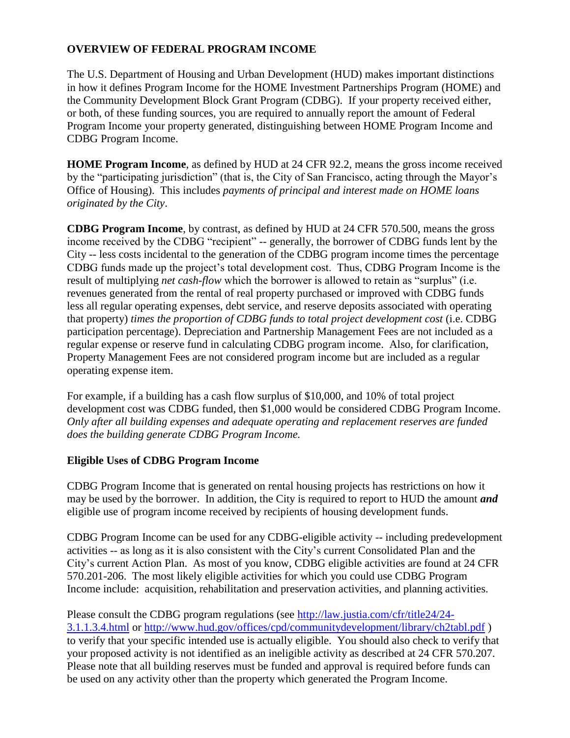## OVERVIEW OF FEDERAL PROGRAM INCOME

The U.S. Department of Housing and Urban Development (HUD) makes important distinctions in how it defines Program Income for the HOME Investment Partnerships Program (HOME) and the Community Development Block Grant Program (CDBG). If your property received either, or both, of these funding sources, you are required to annually report the amount of Federal Program Income your property generated, distinguishing between HOME Program Income and CDBG Program Income.

**HOME Program Income**, as defined by HUD at 24 CFR 92.2, means the gross income received by the "participating jurisdiction" (that is, the City of San Francisco, acting through the Mayor's Office of Housing). This includes *payments of principal and interest made on HOME loans originated by the City*.

**CDBG Program Income**, by contrast, as defined by HUD at 24 CFR 570.500, means the gross income received by the CDBG "recipient" -- generally, the borrower of CDBG funds lent by the City -- less costs incidental to the generation of the CDBG program income times the percentage CDBG funds made up the project's total development cost. Thus, CDBG Program Income is the result of multiplying *net cash-flow* which the borrower is allowed to retain as "surplus" (i.e. revenues generated from the rental of real property purchased or improved with CDBG funds less all regular operating expenses, debt service, and reserve deposits associated with operating that property) *times the proportion of CDBG funds to total project development cost* (i.e. CDBG participation percentage). Depreciation and Partnership Management Fees are not included as a regular expense or reserve fund in calculating CDBG program income. Also, for clarification, Property Management Fees are not considered program income but are included as a regular operating expense item.

For example, if a building has a cash flow surplus of $10,000, and 10% of total project development cost was CDBG funded, then $1,000 would be considered CDBG Program Income. *Only after all building expenses and adequate operating and replacement reserves are funded does the building generate CDBG Program Income.*

### Eligible Uses of CDBG Program Income

CDBG Program Income that is generated on rental housing projects has restrictions on how it may be used by the borrower. In addition, the City is required to report to HUD the amount ***and*** eligible use of program income received by recipients of housing development funds.

CDBG Program Income can be used for any CDBG-eligible activity -- including predevelopment activities -- as long as it is also consistent with the City's current Consolidated Plan and the City's current Action Plan. As most of you know, CDBG eligible activities are found at 24 CFR 570.201-206. The most likely eligible activities for which you could use CDBG Program Income include: acquisition, rehabilitation and preservation activities, and planning activities.

Please consult the CDBG program regulations (see http://law.justia.com/cfr/title24/24-3.1.1.3.4.html or http://www.hud.gov/offices/cpd/communitydevelopment/library/ch2tabl.pdf ) to verify that your specific intended use is actually eligible. You should also check to verify that your proposed activity is not identified as an ineligible activity as described at 24 CFR 570.207. Please note that all building reserves must be funded and approval is required before funds can be used on any activity other than the property which generated the Program Income.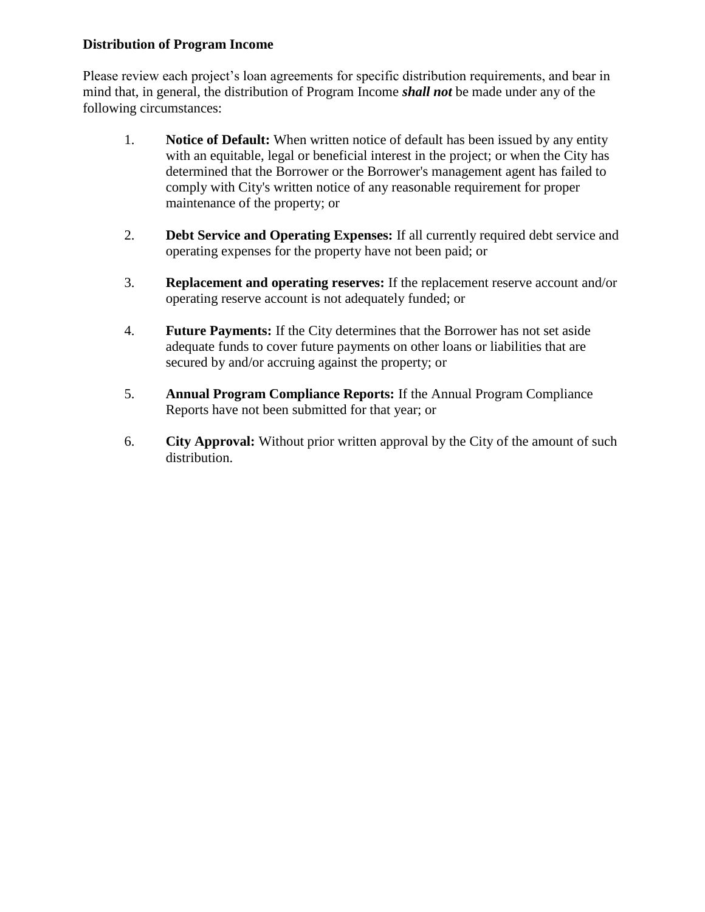**Distribution of Program Income**

Please review each project's loan agreements for specific distribution requirements, and bear in mind that, in general, the distribution of Program Income ***shall not*** be made under any of the following circumstances:

1. **Notice of Default:** When written notice of default has been issued by any entity with an equitable, legal or beneficial interest in the project; or when the City has determined that the Borrower or the Borrower's management agent has failed to comply with City's written notice of any reasonable requirement for proper maintenance of the property; or

2. **Debt Service and Operating Expenses:** If all currently required debt service and operating expenses for the property have not been paid; or

3. **Replacement and operating reserves:** If the replacement reserve account and/or operating reserve account is not adequately funded; or

4. **Future Payments:** If the City determines that the Borrower has not set aside adequate funds to cover future payments on other loans or liabilities that are secured by and/or accruing against the property; or

5. **Annual Program Compliance Reports:** If the Annual Program Compliance Reports have not been submitted for that year; or

6. **City Approval:** Without prior written approval by the City of the amount of such distribution.